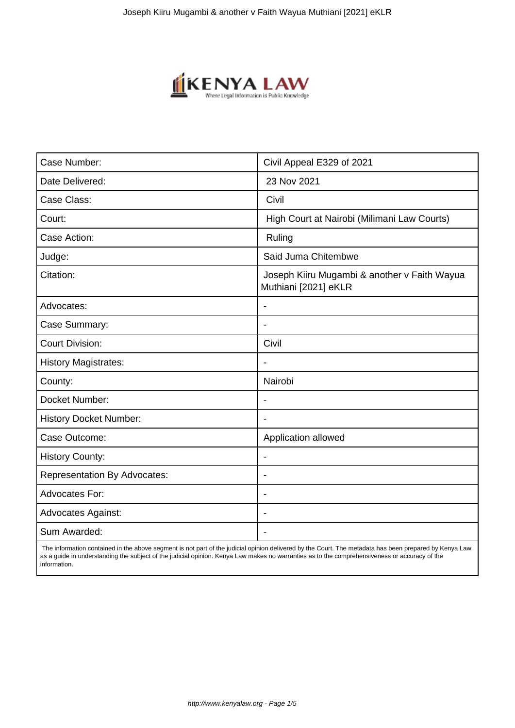| Case Number: | Civil Appeal E329 of 2021 |
|---|---|
| Date Delivered: | 23 Nov 2021 |
| Case Class: | Civil |
| Court: | High Court at Nairobi (Milimani Law Courts) |
| Case Action: | Ruling |
| Judge: | Said Juma Chitembwe |
| Citation: | Joseph Kiiru Mugambi & another v Faith Wayua Muthiani [2021] eKLR |
| Advocates: | - |
| Case Summary: | - |
| Court Division: | Civil |
| History Magistrates: | - |
| County: | Nairobi |
| Docket Number: | - |
| History Docket Number: | - |
| Case Outcome: | Application allowed |
| History County: | - |
| Representation By Advocates: | - |
| Advocates For: | - |
| Advocates Against: | - |
| Sum Awarded: | - |

The information contained in the above segment is not part of the judicial opinion delivered by the Court. The metadata has been prepared by Kenya Law as a guide in understanding the subject of the judicial opinion. Kenya Law makes no warranties as to the comprehensiveness or accuracy of the information.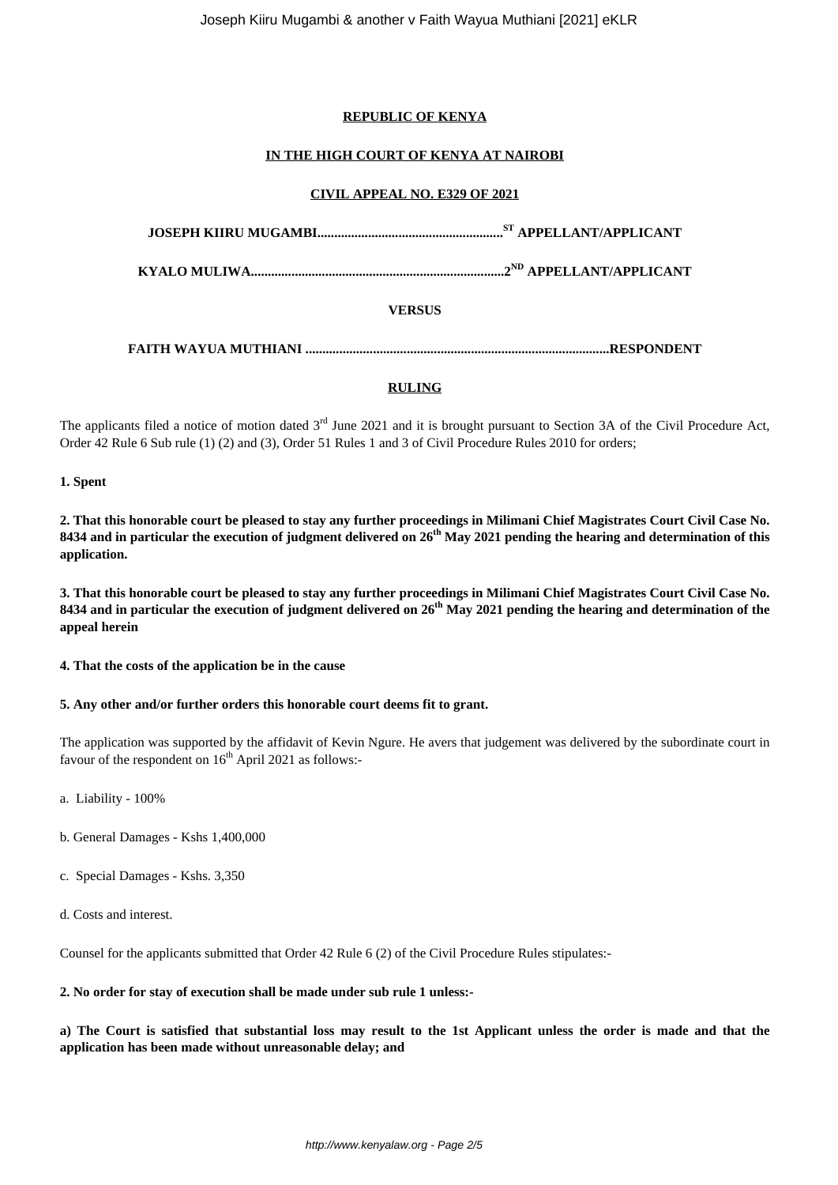**REPUBLIC OF KENYA**

**IN THE HIGH COURT OF KENYA AT NAIROBI**

**CIVIL APPEAL NO. E329 OF 2021**

**JOSEPH KIIRU MUGAMBI.......................................................ST APPELLANT/APPLICANT**

**KYALO MULIWA...........................................................................2ND APPELLANT/APPLICANT**

**VERSUS**

**FAITH WAYUA MUTHIANI ..........................................................................................RESPONDENT**

**RULING**

The applicants filed a notice of motion dated 3rd June 2021 and it is brought pursuant to Section 3A of the Civil Procedure Act, Order 42 Rule 6 Sub rule (1) (2) and (3), Order 51 Rules 1 and 3 of Civil Procedure Rules 2010 for orders;

**1. Spent**

**2. That this honorable court be pleased to stay any further proceedings in Milimani Chief Magistrates Court Civil Case No. 8434 and in particular the execution of judgment delivered on 26th May 2021 pending the hearing and determination of this application.**

**3. That this honorable court be pleased to stay any further proceedings in Milimani Chief Magistrates Court Civil Case No. 8434 and in particular the execution of judgment delivered on 26th May 2021 pending the hearing and determination of the appeal herein**

**4. That the costs of the application be in the cause**

**5. Any other and/or further orders this honorable court deems fit to grant.**

The application was supported by the affidavit of Kevin Ngure. He avers that judgement was delivered by the subordinate court in favour of the respondent on 16th April 2021 as follows:-

a. Liability - 100%

b. General Damages - Kshs 1,400,000

c. Special Damages - Kshs. 3,350

d. Costs and interest.

Counsel for the applicants submitted that Order 42 Rule 6 (2) of the Civil Procedure Rules stipulates:-

**2. No order for stay of execution shall be made under sub rule 1 unless:-**

**a) The Court is satisfied that substantial loss may result to the 1st Applicant unless the order is made and that the application has been made without unreasonable delay; and**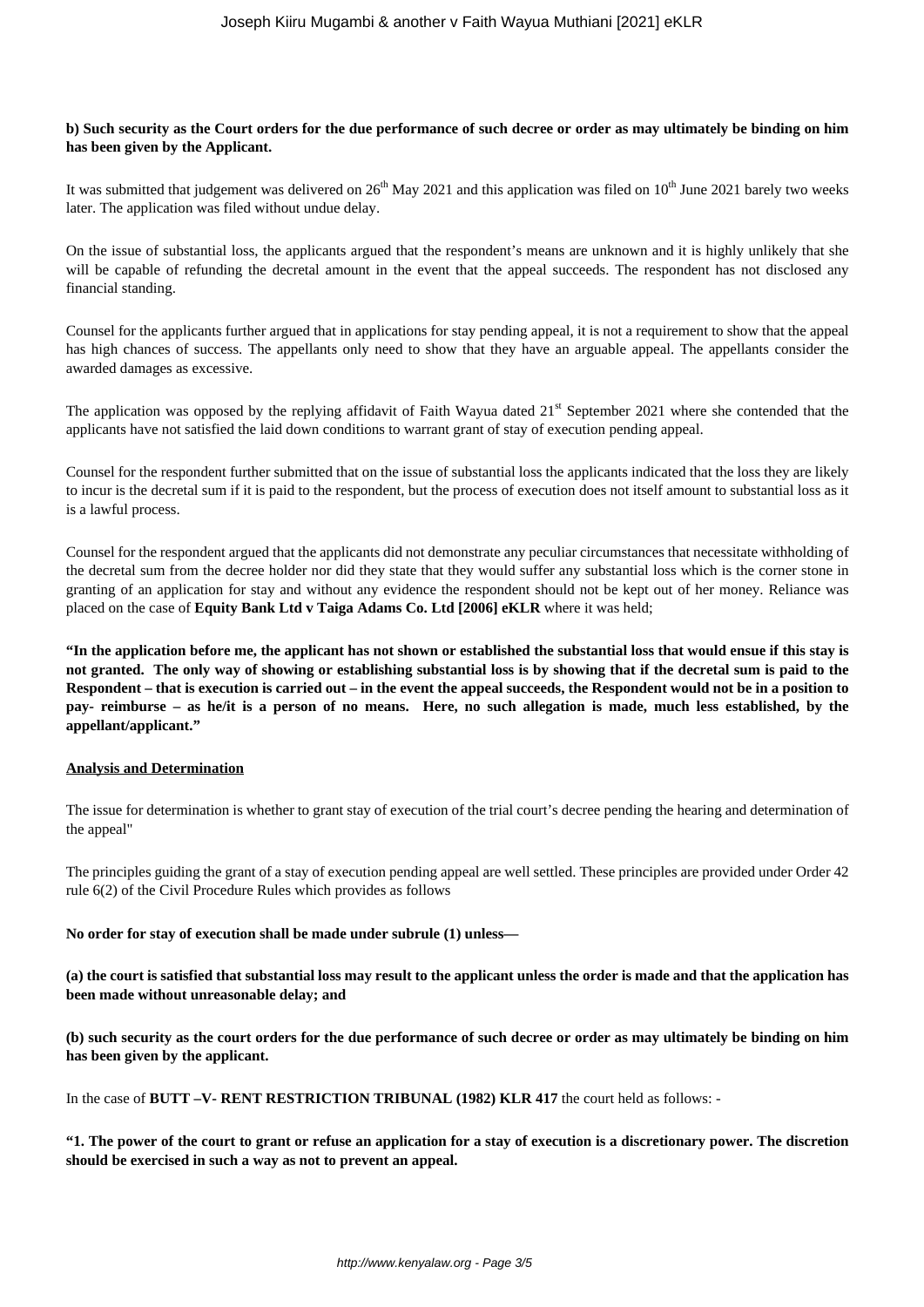**b) Such security as the Court orders for the due performance of such decree or order as may ultimately be binding on him has been given by the Applicant.**

It was submitted that judgement was delivered on 26th May 2021 and this application was filed on 10th June 2021 barely two weeks later. The application was filed without undue delay.

On the issue of substantial loss, the applicants argued that the respondent's means are unknown and it is highly unlikely that she will be capable of refunding the decretal amount in the event that the appeal succeeds. The respondent has not disclosed any financial standing.

Counsel for the applicants further argued that in applications for stay pending appeal, it is not a requirement to show that the appeal has high chances of success. The appellants only need to show that they have an arguable appeal. The appellants consider the awarded damages as excessive.

The application was opposed by the replying affidavit of Faith Wayua dated 21st September 2021 where she contended that the applicants have not satisfied the laid down conditions to warrant grant of stay of execution pending appeal.

Counsel for the respondent further submitted that on the issue of substantial loss the applicants indicated that the loss they are likely to incur is the decretal sum if it is paid to the respondent, but the process of execution does not itself amount to substantial loss as it is a lawful process.

Counsel for the respondent argued that the applicants did not demonstrate any peculiar circumstances that necessitate withholding of the decretal sum from the decree holder nor did they state that they would suffer any substantial loss which is the corner stone in granting of an application for stay and without any evidence the respondent should not be kept out of her money. Reliance was placed on the case of **Equity Bank Ltd v Taiga Adams Co. Ltd [2006] eKLR** where it was held;

**"In the application before me, the applicant has not shown or established the substantial loss that would ensue if this stay is not granted. The only way of showing or establishing substantial loss is by showing that if the decretal sum is paid to the Respondent – that is execution is carried out – in the event the appeal succeeds, the Respondent would not be in a position to pay- reimburse – as he/it is a person of no means. Here, no such allegation is made, much less established, by the appellant/applicant."**

**Analysis and Determination**

The issue for determination is whether to grant stay of execution of the trial court's decree pending the hearing and determination of the appeal"

The principles guiding the grant of a stay of execution pending appeal are well settled. These principles are provided under Order 42 rule 6(2) of the Civil Procedure Rules which provides as follows

**No order for stay of execution shall be made under subrule (1) unless—**

**(a) the court is satisfied that substantial loss may result to the applicant unless the order is made and that the application has been made without unreasonable delay; and**

**(b) such security as the court orders for the due performance of such decree or order as may ultimately be binding on him has been given by the applicant.**

In the case of **BUTT –V- RENT RESTRICTION TRIBUNAL (1982) KLR 417** the court held as follows: -

**"1. The power of the court to grant or refuse an application for a stay of execution is a discretionary power. The discretion should be exercised in such a way as not to prevent an appeal.**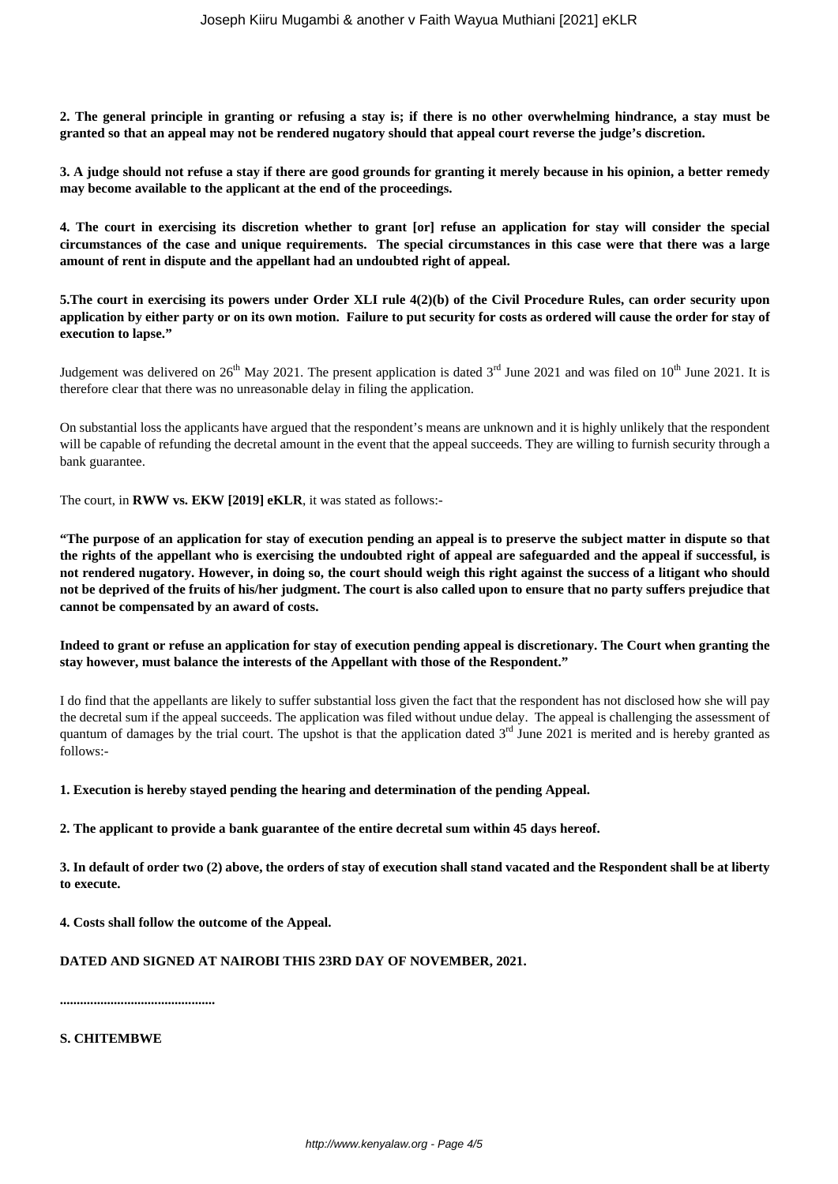**2. The general principle in granting or refusing a stay is; if there is no other overwhelming hindrance, a stay must be granted so that an appeal may not be rendered nugatory should that appeal court reverse the judge's discretion.**

**3. A judge should not refuse a stay if there are good grounds for granting it merely because in his opinion, a better remedy may become available to the applicant at the end of the proceedings.**

**4. The court in exercising its discretion whether to grant [or] refuse an application for stay will consider the special circumstances of the case and unique requirements. The special circumstances in this case were that there was a large amount of rent in dispute and the appellant had an undoubted right of appeal.**

**5.The court in exercising its powers under Order XLI rule 4(2)(b) of the Civil Procedure Rules, can order security upon application by either party or on its own motion. Failure to put security for costs as ordered will cause the order for stay of execution to lapse."**

Judgement was delivered on 26th May 2021. The present application is dated 3rd June 2021 and was filed on 10th June 2021. It is therefore clear that there was no unreasonable delay in filing the application.

On substantial loss the applicants have argued that the respondent's means are unknown and it is highly unlikely that the respondent will be capable of refunding the decretal amount in the event that the appeal succeeds. They are willing to furnish security through a bank guarantee.

The court, in **RWW vs. EKW [2019] eKLR**, it was stated as follows:-

**"The purpose of an application for stay of execution pending an appeal is to preserve the subject matter in dispute so that the rights of the appellant who is exercising the undoubted right of appeal are safeguarded and the appeal if successful, is not rendered nugatory. However, in doing so, the court should weigh this right against the success of a litigant who should not be deprived of the fruits of his/her judgment. The court is also called upon to ensure that no party suffers prejudice that cannot be compensated by an award of costs.**

**Indeed to grant or refuse an application for stay of execution pending appeal is discretionary. The Court when granting the stay however, must balance the interests of the Appellant with those of the Respondent."**

I do find that the appellants are likely to suffer substantial loss given the fact that the respondent has not disclosed how she will pay the decretal sum if the appeal succeeds. The application was filed without undue delay. The appeal is challenging the assessment of quantum of damages by the trial court. The upshot is that the application dated 3rd June 2021 is merited and is hereby granted as follows:-

**1. Execution is hereby stayed pending the hearing and determination of the pending Appeal.**

**2. The applicant to provide a bank guarantee of the entire decretal sum within 45 days hereof.**

**3. In default of order two (2) above, the orders of stay of execution shall stand vacated and the Respondent shall be at liberty to execute.**

**4. Costs shall follow the outcome of the Appeal.**

**DATED AND SIGNED AT NAIROBI THIS 23RD DAY OF NOVEMBER, 2021.**

**.............................................**

**S. CHITEMBWE**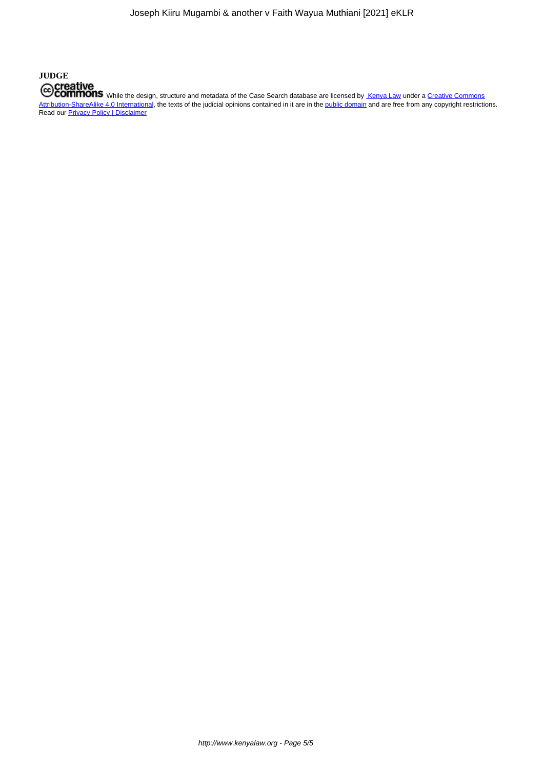**JUDGE**

creative commons While the design, structure and metadata of the Case Search database are licensed by Kenya Law under a Creative Commons Attribution-ShareAlike 4.0 International, the texts of the judicial opinions contained in it are in the public domain and are free from any copyright restrictions. Read our Privacy Policy | Disclaimer